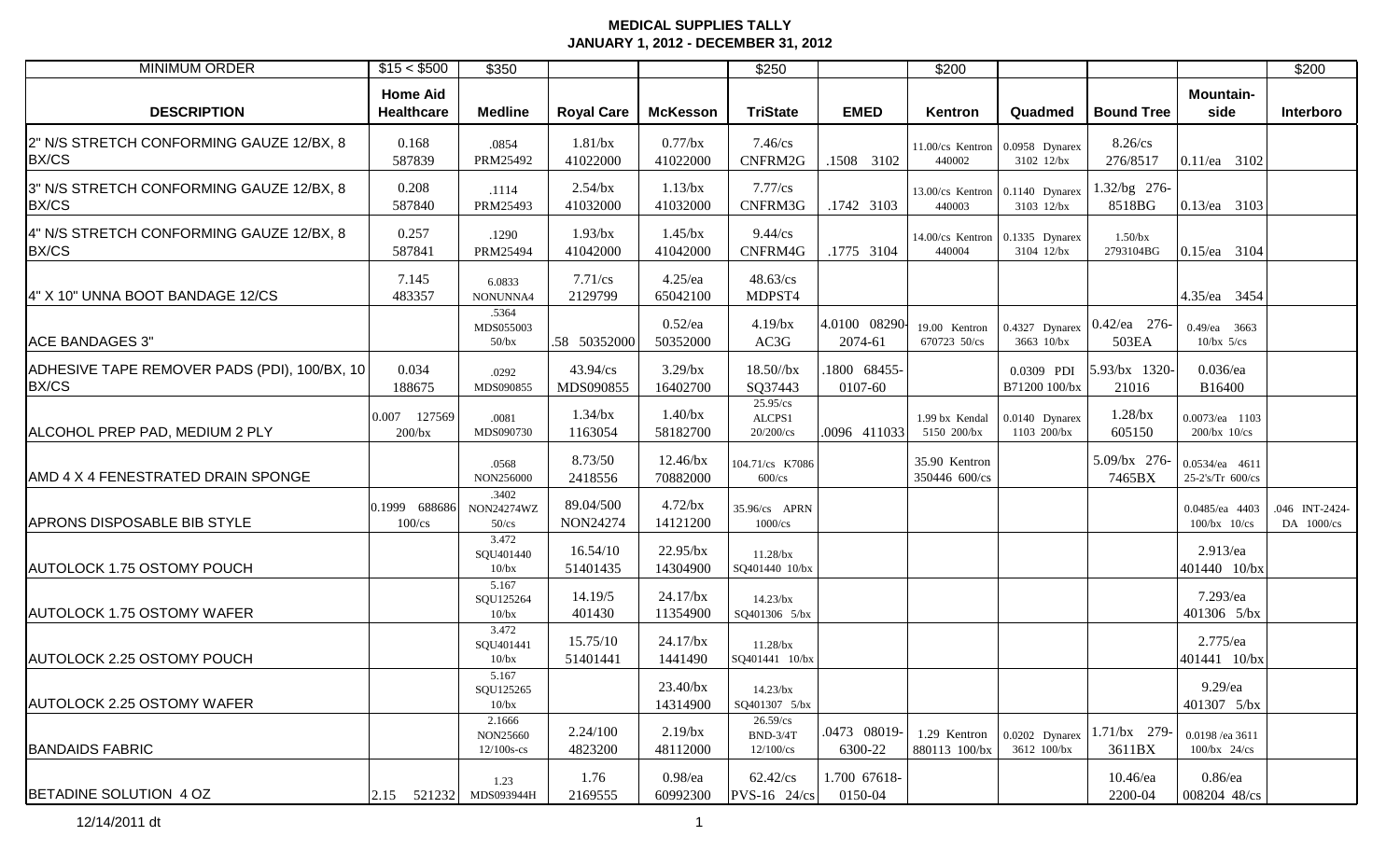# MEDICAL SUPPLIES TALLY

## JANUARY 1, 2012 - DECEMBER 31, 2012

| MINIMUM ORDER | $15 < $500 | $350 | | | $250 | | $200 | | | | $200 |
|---|---|---|---|---|---|---|---|---|---|---|---|
| **DESCRIPTION** | **Home Aid Healthcare** | **Medline** | **Royal Care** | **McKesson** | **TriState** | **EMED** | **Kentron** | **Quadmed** | **Bound Tree** | **Mountain-side** | **Interboro** |
| 2" N/S STRETCH CONFORMING GAUZE 12/BX, 8 BX/CS | 0.168 587839 | .0854 PRM25492 | 1.81/bx 41022000 | 0.77/bx 41022000 | 7.46/cs CNFRM2G | .1508 3102 | 11.00/cs Kentron 440002 | 0.0958 Dynarex 3102 12/bx | 8.26/cs 276/8517 | 0.11/ea 3102 | |
| 3" N/S STRETCH CONFORMING GAUZE 12/BX, 8 BX/CS | 0.208 587840 | .1114 PRM25493 | 2.54/bx 41032000 | 1.13/bx 41032000 | 7.77/cs CNFRM3G | .1742 3103 | 13.00/cs Kentron 440003 | 0.1140 Dynarex 3103 12/bx | 1.32/bg 276-8518BG | 0.13/ea 3103 | |
| 4" N/S STRETCH CONFORMING GAUZE 12/BX, 8 BX/CS | 0.257 587841 | .1290 PRM25494 | 1.93/bx 41042000 | 1.45/bx 41042000 | 9.44/cs CNFRM4G | .1775 3104 | 14.00/cs Kentron 440004 | 0.1335 Dynarex 3104 12/bx | 1.50/bx 2793104BG | 0.15/ea 3104 | |
| 4" X 10" UNNA BOOT BANDAGE 12/CS | 7.145 483357 | 6.0833 NONUNNA4 | 7.71/cs 2129799 | 4.25/ea 65042100 | 48.63/cs MDPST4 | | | | | 4.35/ea 3454 | |
| ACE BANDAGES 3" | | .5364 MDS055003 50/bx | .58 50352000 | 0.52/ea 50352000 | 4.19/bx AC3G | 4.0100 08290-2074-61 | 19.00 Kentron 670723 50/cs | 0.4327 Dynarex 3663 10/bx | 0.42/ea 276-503EA | 0.49/ea 3663 10/bx 5/cs | |
| ADHESIVE TAPE REMOVER PADS (PDI), 100/BX, 10 BX/CS | 0.034 188675 | .0292 MDS090855 | 43.94/cs MDS090855 | 3.29/bx 16402700 | 18.50//bx SQ37443 | .1800 68455-0107-60 | | 0.0309 PDI B71200 100/bx | 5.93/bx 1320-21016 | 0.036/ea B16400 | |
| ALCOHOL PREP PAD, MEDIUM 2 PLY | 0.007 127569 200/bx | .0081 MDS090730 | 1.34/bx 1163054 | 1.40/bx 58182700 | 25.95/cs ALCPS1 20/200/cs | .0096 411033 | 1.99 bx Kendal 5150 200/bx | 0.0140 Dynarex 1103 200/bx | 1.28/bx 605150 | 0.0073/ea 1103 200/bx 10/cs | |
| AMD 4 X 4 FENESTRATED DRAIN SPONGE | | .0568 NON256000 | 8.73/50 2418556 | 12.46/bx 70882000 | 104.71/cs K7086 600/cs | | 35.90 Kentron 350446 600/cs | | 5.09/bx 276-7465BX | 0.0534/ea 4611 25-2's/Tr 600/cs | |
| APRONS DISPOSABLE BIB STYLE | 0.1999 688686 100/cs | .3402 NON24274WZ 50/cs | 89.04/500 NON24274 | 4.72/bx 14121200 | 35.96/cs APRN 1000/cs | | | | | 0.0485/ea 4403 100/bx 10/cs | .046 INT-2424-DA 1000/cs |
| AUTOLOCK 1.75 OSTOMY POUCH | | 3.472 SQU401440 10/bx | 16.54/10 51401435 | 22.95/bx 14304900 | 11.28/bx SQ401440 10/bx | | | | | 2.913/ea 401440 10/bx | |
| AUTOLOCK 1.75 OSTOMY WAFER | | 5.167 SQU125264 10/bx | 14.19/5 401430 | 24.17/bx 11354900 | 14.23/bx SQ401306 5/bx | | | | | 7.293/ea 401306 5/bx | |
| AUTOLOCK 2.25 OSTOMY POUCH | | 3.472 SQU401441 10/bx | 15.75/10 51401441 | 24.17/bx 1441490 | 11.28/bx SQ401441 10/bx | | | | | 2.775/ea 401441 10/bx | |
| AUTOLOCK 2.25 OSTOMY WAFER | | 5.167 SQU125265 10/bx | | 23.40/bx 14314900 | 14.23/bx SQ401307 5/bx | | | | | 9.29/ea 401307 5/bx | |
| BANDAIDS FABRIC | | 2.1666 NON25660 12/100s-cs | 2.24/100 4823200 | 2.19/bx 48112000 | 26.59/cs BND-3/4T 12/100/cs | .0473 08019-6300-22 | 1.29 Kentron 880113 100/bx | 0.0202 Dynarex 3612 100/bx | 1.71/bx 279-3611BX | 0.0198 /ea 3611 100/bx 24/cs | |
| BETADINE SOLUTION 4 OZ | 2.15 521232 | 1.23 MDS093944H | 1.76 2169555 | 0.98/ea 60992300 | 62.42/cs PVS-16 24/cs | 1.700 67618-0150-04 | | | 10.46/ea 2200-04 | 0.86/ea 008204 48/cs | |

12/14/2011 dt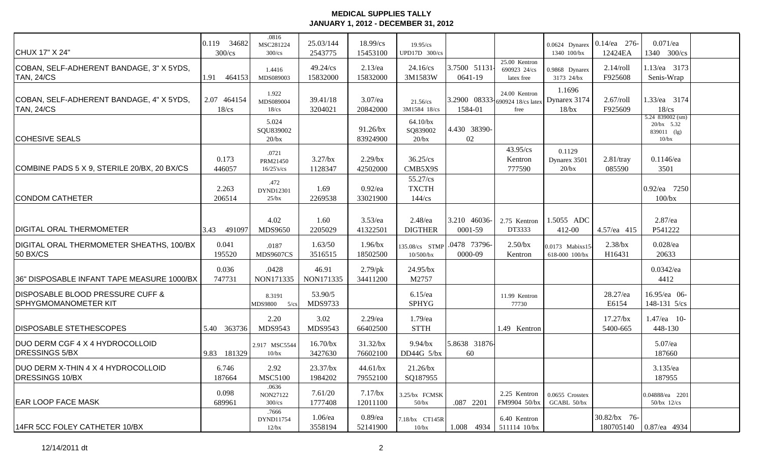# MEDICAL SUPPLIES TALLY
## JANUARY 1, 2012 - DECEMBER 31, 2012

| | | | | | | | | | | | |
|---|---|---|---|---|---|---|---|---|---|---|---|
| CHUX 17" X 24" | 0.119 34682 300/cs | .0816 MSC281224 300/cs | 25.03/144 2543775 | 18.99/cs 15453100 | 19.95/cs UPD17D 300/cs | | | 0.0624 Dynarex 1340 100/bx | 0.14/ea 276-12424EA | 0.071/ea 1340 300/cs | |
| COBAN, SELF-ADHERENT BANDAGE, 3" X 5YDS, TAN, 24/CS | 1.91 464153 | 1.4416 MDS089003 | 49.24/cs 15832000 | 2.13/ea 15832000 | 24.16/cs 3M1583W | 3.7500 51131-0641-19 | 25.00 Kentron 690923 24/cs latex free | 0.9868 Dynarex 3173 24/bx | 2.14/roll F925608 | 1.13/ea 3173 Senis-Wrap | |
| COBAN, SELF-ADHERENT BANDAGE, 4" X 5YDS, TAN, 24/CS | 2.07 464154 18/cs | 1.922 MDS089004 18/cs | 39.41/18 3204021 | 3.07/ea 20842000 | 21.56/cs 3M1584 18/cs | 3.2900 08333-1584-01 | 24.00 Kentron 690924 18/cs latex free | 1.1696 Dynarex 3174 18/bx | 2.67/roll F925609 | 1.33/ea 3174 18/cs | |
| COHESIVE SEALS | | 5.024 SQU839002 20/bx | | 91.26/bx 83924900 | 64.10/bx SQ839002 20/bx | 4.430 38390-02 | | | | 5.24 839002 (sm) 20/bx 5.32 839011 (lg) 10/bx | |
| COMBINE PADS 5 X 9, STERILE 20/BX, 20 BX/CS | 0.173 446057 | .0721 PRM21450 16/25's/cs | 3.27/bx 1128347 | 2.29/bx 42502000 | 36.25/cs CMB5X9S | | 43.95/cs Kentron 777590 | 0.1129 Dynarex 3501 20/bx | 2.81/tray 085590 | 0.1146/ea 3501 | |
| CONDOM CATHETER | 2.263 206514 | .472 DYND12301 25/bx | 1.69 2269538 | 0.92/ea 33021900 | 55.27/cs TXCTH 144/cs | | | | | 0.92/ea 7250 100/bx | |
| DIGITAL ORAL THERMOMETER | 3.43 491097 | 4.02 MDS9650 | 1.60 2205029 | 3.53/ea 41322501 | 2.48/ea DIGTHER | 3.210 46036-0001-59 | 2.75 Kentron DT3333 | 1.5055 ADC 412-00 | 4.57/ea 415 | 2.87/ea P541222 | |
| DIGITAL ORAL THERMOMETER SHEATHS, 100/BX 50 BX/CS | 0.041 195520 | .0187 MDS9607CS | 1.63/50 3516515 | 1.96/bx 18502500 | 135.08/cs STMP 10/500/bx | .0478 73796-0000-09 | 2.50/bx Kentron | 0.0173 Mabixs15-618-000 100/bx | 2.38/bx H16431 | 0.028/ea 20633 | |
| 36" DISPOSABLE INFANT TAPE MEASURE 1000/BX | 0.036 747731 | .0428 NON171335 | 46.91 NON171335 | 2.79/pk 34411200 | 24.95/bx M2757 | | | | | 0.0342/ea 4412 | |
| DISPOSABLE BLOOD PRESSURE CUFF & SPHYGMOMANOMETER KIT | | 8.3191 MDS9800 5/cs | 53.90/5 MDS9733 | | 6.15/ea SPHYG | | 11.99 Kentron 77730 | | 28.27/ea E6154 | 16.95/ea 06-148-131 5/cs | |
| DISPOSABLE STETHESCOPES | 5.40 363736 | 2.20 MDS9543 | 3.02 MDS9543 | 2.29/ea 66402500 | 1.79/ea STTH | | 1.49 Kentron | | 17.27/bx 5400-665 | 1.47/ea 10-448-130 | |
| DUO DERM CGF 4 X 4 HYDROCOLLOID DRESSINGS 5/BX | 9.83 181329 | 2.917 MSC5544 10/bx | 16.70/bx 3427630 | 31.32/bx 76602100 | 9.94/bx DD44G 5/bx | 5.8638 31876-60 | | | | 5.07/ea 187660 | |
| DUO DERM X-THIN 4 X 4 HYDROCOLLOID DRESSINGS 10/BX | 6.746 187664 | 2.92 MSC5100 | 23.37/bx 1984202 | 44.61/bx 79552100 | 21.26/bx SQ187955 | | | | | 3.135/ea 187955 | |
| EAR LOOP FACE MASK | 0.098 689961 | .0636 NON27122 300/cs | 7.61/20 1777408 | 7.17/bx 12011100 | 3.25/bx FCMSK 50/bx | .087 2201 | 2.25 Kentron FM9904 50/bx | 0.0655 Crosstex GCABL 50/bx | | 0.04888/ea 2201 50/bx 12/cs | |
| 14FR 5CC FOLEY CATHETER 10/BX | | .7666 DYND11754 12/bx | 1.06/ea 3558194 | 0.89/ea 52141900 | 7.18/bx CT145R 10/bx | 1.008 4934 | 6.40 Kentron 511114 10/bx | | 30.82/bx 76-180705140 | 0.87/ea 4934 | |

12/14/2011 dt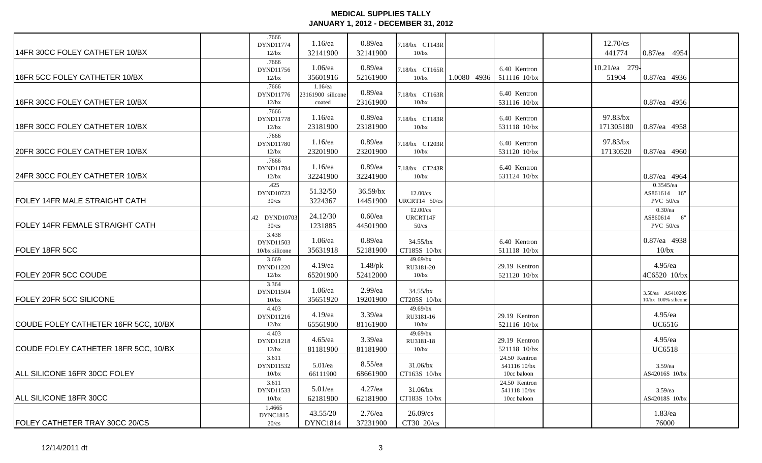**MEDICAL SUPPLIES TALLY**
**JANUARY 1, 2012 - DECEMBER 31, 2012**

| | | | | | | | | | | | |
|---|---|---|---|---|---|---|---|---|---|---|---|
| 14FR 30CC FOLEY CATHETER 10/BX | | .7666 DYND11774 12/bx | 1.16/ea 32141900 | 0.89/ea 32141900 | 7.18/bx CT143R 10/bx | | | | 12.70/cs 441774 | 0.87/ea 4954 | |
| 16FR 5CC FOLEY CATHETER 10/BX | | .7666 DYND11756 12/bx | 1.06/ea 35601916 | 0.89/ea 52161900 | 7.18/bx CT165R 10/bx | 1.0080 4936 | 6.40 Kentron 511116 10/bx | | 10.21/ea 279-51904 | 0.87/ea 4936 | |
| 16FR 30CC FOLEY CATHETER 10/BX | | .7666 DYND11776 12/bx | 1.16/ea 23161900 silicone coated | 0.89/ea 23161900 | 7.18/bx CT163R 10/bx | | 6.40 Kentron 531116 10/bx | | | 0.87/ea 4956 | |
| 18FR 30CC FOLEY CATHETER 10/BX | | .7666 DYND11778 12/bx | 1.16/ea 23181900 | 0.89/ea 23181900 | 7.18/bx CT183R 10/bx | | 6.40 Kentron 531118 10/bx | | 97.83/bx 171305180 | 0.87/ea 4958 | |
| 20FR 30CC FOLEY CATHETER 10/BX | | .7666 DYND11780 12/bx | 1.16/ea 23201900 | 0.89/ea 23201900 | 7.18/bx CT203R 10/bx | | 6.40 Kentron 531120 10/bx | | 97.83/bx 17130520 | 0.87/ea 4960 | |
| 24FR 30CC FOLEY CATHETER 10/BX | | .7666 DYND11784 12/bx | 1.16/ea 32241900 | 0.89/ea 32241900 | 7.18/bx CT243R 10/bx | | 6.40 Kentron 531124 10/bx | | | 0.87/ea 4964 | |
| FOLEY 14FR MALE STRAIGHT CATH | | .425 DYND10723 30/cs | 51.32/50 3224367 | 36.59/bx 14451900 | 12.00/cs URCRT14 50/cs | | | | | 0.3545/ea AS861614 16" PVC 50/cs | |
| FOLEY 14FR FEMALE STRAIGHT CATH | | .42 DYND10703 30/cs | 24.12/30 1231885 | 0.60/ea 44501900 | 12.00/cs URCRT14F 50/cs | | | | | 0.30/ea AS860614 6" PVC 50/cs | |
| FOLEY 18FR 5CC | | 3.438 DYND11503 10/bx silicone | 1.06/ea 35631918 | 0.89/ea 52181900 | 34.55/bx CT185S 10/bx | | 6.40 Kentron 511118 10/bx | | | 0.87/ea 4938 10/bx | |
| FOLEY 20FR 5CC COUDE | | 3.669 DYND11220 12/bx | 4.19/ea 65201900 | 1.48/pk 52412000 | 49.69/bx RU3181-20 10/bx | | 29.19 Kentron 521120 10/bx | | | 4.95/ea 4C6520 10/bx | |
| FOLEY 20FR 5CC SILICONE | | 3.364 DYND11504 10/bx | 1.06/ea 35651920 | 2.99/ea 19201900 | 34.55/bx CT205S 10/bx | | | | | 3.50/ea AS41020S 10/bx 100% silicone | |
| COUDE FOLEY CATHETER 16FR 5CC, 10/BX | | 4.403 DYND11216 12/bx | 4.19/ea 65561900 | 3.39/ea 81161900 | 49.69/bx RU3181-16 10/bx | | 29.19 Kentron 521116 10/bx | | | 4.95/ea UC6516 | |
| COUDE FOLEY CATHETER 18FR 5CC, 10/BX | | 4.403 DYND11218 12/bx | 4.65/ea 81181900 | 3.39/ea 81181900 | 49.69/bx RU3181-18 10/bx | | 29.19 Kentron 521118 10/bx | | | 4.95/ea UC6518 | |
| ALL SILICONE 16FR 30CC FOLEY | | 3.611 DYND11532 10/bx | 5.01/ea 66111900 | 8.55/ea 68661900 | 31.06/bx CT163S 10/bx | | 24.50 Kentron 541116 10/bx 10cc baloon | | | 3.59/ea AS42016S 10/bx | |
| ALL SILICONE 18FR 30CC | | 3.611 DYND11533 10/bx | 5.01/ea 62181900 | 4.27/ea 62181900 | 31.06/bx CT183S 10/bx | | 24.50 Kentron 541118 10/bx 10cc baloon | | | 3.59/ea AS42018S 10/bx | |
| FOLEY CATHETER TRAY 30CC 20/CS | | 1.4665 DYNC1815 20/cs | 43.55/20 DYNC1814 | 2.76/ea 37231900 | 26.09/cs CT30 20/cs | | | | | 1.83/ea 76000 | |

12/14/2011 dt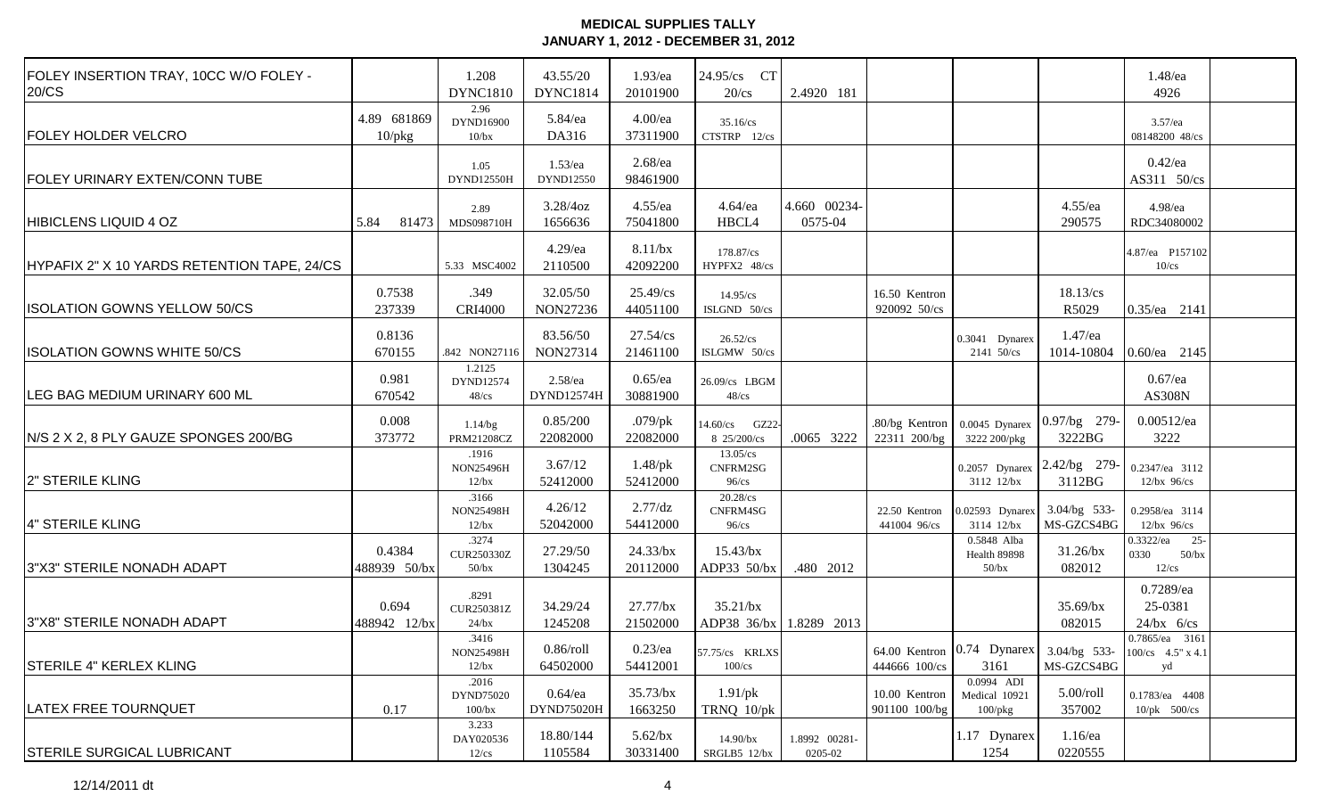# MEDICAL SUPPLIES TALLY
## JANUARY 1, 2012 - DECEMBER 31, 2012

| | | | | | | | | | | | |
|---|---|---|---|---|---|---|---|---|---|---|---|
| FOLEY INSERTION TRAY, 10CC W/O FOLEY - 20/CS | | 1.208 DYNC1810 | 43.55/20 DYNC1814 | 1.93/ea 20101900 | 24.95/cs CT 20/cs | 2.4920 181 | | | | 1.48/ea 4926 | |
| FOLEY HOLDER VELCRO | 4.89 681869 10/pkg | 2.96 DYND16900 10/bx | 5.84/ea DA316 | 4.00/ea 37311900 | 35.16/cs CTSTRP 12/cs | | | | | 3.57/ea 08148200 48/cs | |
| FOLEY URINARY EXTEN/CONN TUBE | | 1.05 DYND12550H | 1.53/ea DYND12550 | 2.68/ea 98461900 | | | | | | 0.42/ea AS311 50/cs | |
| HIBICLENS LIQUID 4 OZ | 5.84 81473 | 2.89 MDS098710H | 3.28/4oz 1656636 | 4.55/ea 75041800 | 4.64/ea HBCL4 | 4.660 00234-0575-04 | | | 4.55/ea 290575 | 4.98/ea RDC34080002 | |
| HYPAFIX 2" X 10 YARDS RETENTION TAPE, 24/CS | | 5.33 MSC4002 | 4.29/ea 2110500 | 8.11/bx 42092200 | 178.87/cs HYPFX2 48/cs | | | | | 4.87/ea P157102 10/cs | |
| ISOLATION GOWNS YELLOW 50/CS | 0.7538 237339 | .349 CRI4000 | 32.05/50 NON27236 | 25.49/cs 44051100 | 14.95/cs ISLGND 50/cs | | 16.50 Kentron 920092 50/cs | | 18.13/cs R5029 | 0.35/ea 2141 | |
| ISOLATION GOWNS WHITE 50/CS | 0.8136 670155 | .842 NON27116 | 83.56/50 NON27314 | 27.54/cs 21461100 | 26.52/cs ISLGMW 50/cs | | | 0.3041 Dynarex 2141 50/cs | 1.47/ea 1014-10804 | 0.60/ea 2145 | |
| LEG BAG MEDIUM URINARY 600 ML | 0.981 670542 | 1.2125 DYND12574 48/cs | 2.58/ea DYND12574H | 0.65/ea 30881900 | 26.09/cs LBGM 48/cs | | | | | 0.67/ea AS308N | |
| N/S 2 X 2, 8 PLY GAUZE SPONGES 200/BG | 0.008 373772 | 1.14/bg PRM21208CZ | 0.85/200 22082000 | .079/pk 22082000 | 14.60/cs GZ22-8 25/200/cs | .0065 3222 | .80/bg Kentron 22311 200/bg | 0.0045 Dynarex 3222 200/pkg | 0.97/bg 279-3222BG | 0.00512/ea 3222 | |
| 2" STERILE KLING | | .1916 NON25496H 12/bx | 3.67/12 52412000 | 1.48/pk 52412000 | 13.05/cs CNFRM2SG 96/cs | | | 0.2057 Dynarex 3112 12/bx | 2.42/bg 279-3112BG | 0.2347/ea 3112 12/bx 96/cs | |
| 4" STERILE KLING | | .3166 NON25498H 12/bx | 4.26/12 52042000 | 2.77/dz 54412000 | 20.28/cs CNFRM4SG 96/cs | | 22.50 Kentron 441004 96/cs | 0.02593 Dynarex 3114 12/bx | 3.04/bg 533-MS-GZCS4BG | 0.2958/ea 3114 12/bx 96/cs | |
| 3"X3" STERILE NONADH ADAPT | 0.4384 488939 50/bx | .3274 CUR250330Z 50/bx | 27.29/50 1304245 | 24.33/bx 20112000 | 15.43/bx ADP33 50/bx | .480 2012 | | 0.5848 Alba Health 89898 50/bx | 31.26/bx 082012 | 0.3322/ea 25-0330 50/bx 12/cs | |
| 3"X8" STERILE NONADH ADAPT | 0.694 488942 12/bx | .8291 CUR250381Z 24/bx | 34.29/24 1245208 | 27.77/bx 21502000 | 35.21/bx ADP38 36/bx | 1.8289 2013 | | | 35.69/bx 082015 | 0.7289/ea 25-0381 24/bx 6/cs | |
| STERILE 4" KERLEX KLING | | .3416 NON25498H 12/bx | 0.86/roll 64502000 | 0.23/ea 54412001 | 57.75/cs KRLXS 100/cs | | 64.00 Kentron 444666 100/cs | 0.74 Dynarex 3161 | 3.04/bg 533-MS-GZCS4BG | 0.7865/ea 3161 100/cs 4.5" x 4.1 yd | |
| LATEX FREE TOURNQUET | 0.17 | .2016 DYND75020 100/bx | 0.64/ea DYND75020H | 35.73/bx 1663250 | 1.91/pk TRNQ 10/pk | | 10.00 Kentron 901100 100/bg | 0.0994 ADI Medical 10921 100/pkg | 5.00/roll 357002 | 0.1783/ea 4408 10/pk 500/cs | |
| STERILE SURGICAL LUBRICANT | | 3.233 DAY020536 12/cs | 18.80/144 1105584 | 5.62/bx 30331400 | 14.90/bx SRGLB5 12/bx | 1.8992 00281-0205-02 | | 1.17 Dynarex 1254 | 1.16/ea 0220555 | | |

12/14/2011 dt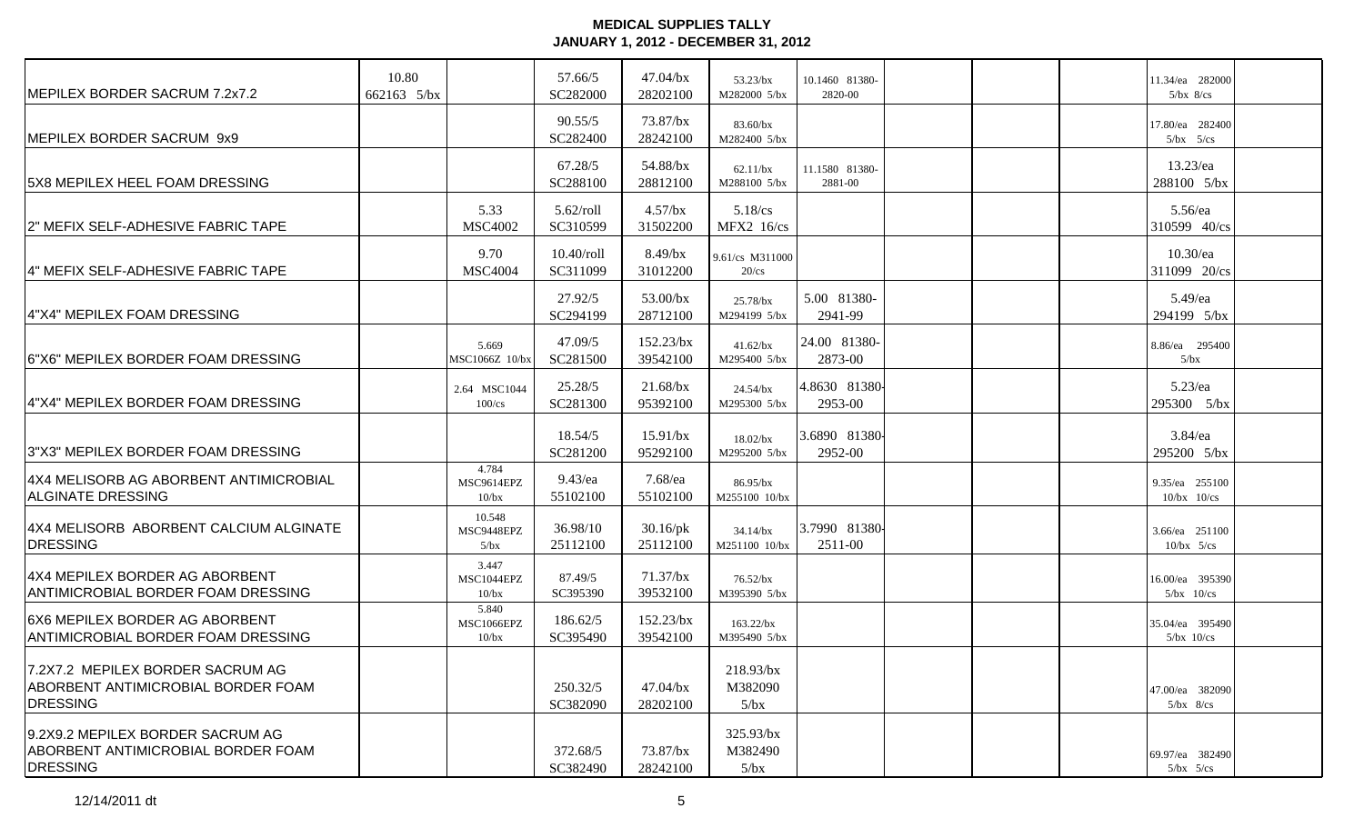# MEDICAL SUPPLIES TALLY
## JANUARY 1, 2012 - DECEMBER 31, 2012

| | | | | | | | | | | | |
|---|---|---|---|---|---|---|---|---|---|---|---|
| MEPILEX BORDER SACRUM 7.2x7.2 | 10.80 662163 5/bx | | 57.66/5 SC282000 | 47.04/bx 28202100 | 53.23/bx M282000 5/bx | 10.1460 81380-2820-00 | | | | 11.34/ea 282000 5/bx 8/cs | |
| MEPILEX BORDER SACRUM 9x9 | | | 90.55/5 SC282400 | 73.87/bx 28242100 | 83.60/bx M282400 5/bx | | | | | 17.80/ea 282400 5/bx 5/cs | |
| 5X8 MEPILEX HEEL FOAM DRESSING | | | 67.28/5 SC288100 | 54.88/bx 28812100 | 62.11/bx M288100 5/bx | 11.1580 81380-2881-00 | | | | 13.23/ea 288100 5/bx | |
| 2" MEFIX SELF-ADHESIVE FABRIC TAPE | | 5.33 MSC4002 | 5.62/roll SC310599 | 4.57/bx 31502200 | 5.18/cs MFX2 16/cs | | | | | 5.56/ea 310599 40/cs | |
| 4" MEFIX SELF-ADHESIVE FABRIC TAPE | | 9.70 MSC4004 | 10.40/roll SC311099 | 8.49/bx 31012200 | 9.61/cs M311000 20/cs | | | | | 10.30/ea 311099 20/cs | |
| 4"X4" MEPILEX FOAM DRESSING | | | 27.92/5 SC294199 | 53.00/bx 28712100 | 25.78/bx M294199 5/bx | 5.00 81380-2941-99 | | | | 5.49/ea 294199 5/bx | |
| 6"X6" MEPILEX BORDER FOAM DRESSING | | 5.669 MSC1066Z 10/bx | 47.09/5 SC281500 | 152.23/bx 39542100 | 41.62/bx M295400 5/bx | 24.00 81380-2873-00 | | | | 8.86/ea 295400 5/bx | |
| 4"X4" MEPILEX BORDER FOAM DRESSING | | 2.64 MSC1044 100/cs | 25.28/5 SC281300 | 21.68/bx 95392100 | 24.54/bx M295300 5/bx | 4.8630 81380-2953-00 | | | | 5.23/ea 295300 5/bx | |
| 3"X3" MEPILEX BORDER FOAM DRESSING | | | 18.54/5 SC281200 | 15.91/bx 95292100 | 18.02/bx M295200 5/bx | 3.6890 81380-2952-00 | | | | 3.84/ea 295200 5/bx | |
| 4X4 MELISORB AG ABORBENT ANTIMICROBIAL ALGINATE DRESSING | | 4.784 MSC9614EPZ 10/bx | 9.43/ea 55102100 | 7.68/ea 55102100 | 86.95/bx M255100 10/bx | | | | | 9.35/ea 255100 10/bx 10/cs | |
| 4X4 MELISORB ABORBENT CALCIUM ALGINATE DRESSING | | 10.548 MSC9448EPZ 5/bx | 36.98/10 25112100 | 30.16/pk 25112100 | 34.14/bx M251100 10/bx | 3.7990 81380-2511-00 | | | | 3.66/ea 251100 10/bx 5/cs | |
| 4X4 MEPILEX BORDER AG ABORBENT ANTIMICROBIAL BORDER FOAM DRESSING | | 3.447 MSC1044EPZ 10/bx | 87.49/5 SC395390 | 71.37/bx 39532100 | 76.52/bx M395390 5/bx | | | | | 16.00/ea 395390 5/bx 10/cs | |
| 6X6 MEPILEX BORDER AG ABORBENT ANTIMICROBIAL BORDER FOAM DRESSING | | 5.840 MSC1066EPZ 10/bx | 186.62/5 SC395490 | 152.23/bx 39542100 | 163.22/bx M395490 5/bx | | | | | 35.04/ea 395490 5/bx 10/cs | |
| 7.2X7.2 MEPILEX BORDER SACRUM AG ABORBENT ANTIMICROBIAL BORDER FOAM DRESSING | | | 250.32/5 SC382090 | 47.04/bx 28202100 | 218.93/bx M382090 5/bx | | | | | 47.00/ea 382090 5/bx 8/cs | |
| 9.2X9.2 MEPILEX BORDER SACRUM AG ABORBENT ANTIMICROBIAL BORDER FOAM DRESSING | | | 372.68/5 SC382490 | 73.87/bx 28242100 | 325.93/bx M382490 5/bx | | | | | 69.97/ea 382490 5/bx 5/cs | |

12/14/2011 dt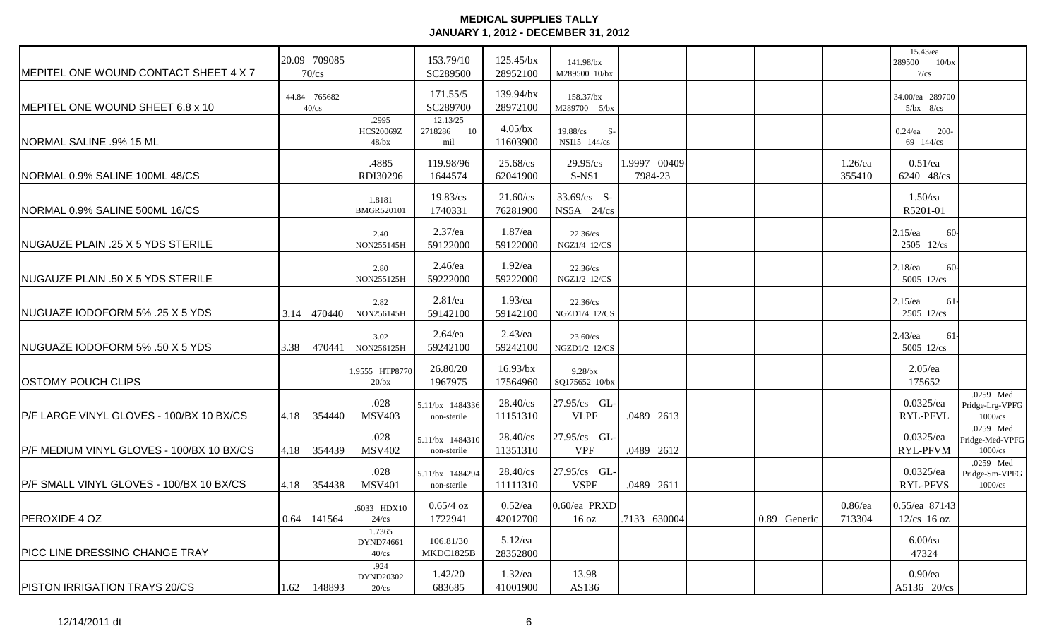# MEDICAL SUPPLIES TALLY

## JANUARY 1, 2012 - DECEMBER 31, 2012

| | | | | | | | | | | | | |
|---|---|---|---|---|---|---|---|---|---|---|---|---|
| MEPITEL ONE WOUND CONTACT SHEET 4 X 7 | 20.09 709085 70/cs | | 153.79/10 SC289500 | 125.45/bx 28952100 | 141.98/bx M289500 10/bx | | | | | | 15.43/ea 289500 10/bx 7/cs | |
| MEPITEL ONE WOUND SHEET 6.8 x 10 | 44.84 765682 40/cs | | 171.55/5 SC289700 | 139.94/bx 28972100 | 158.37/bx M289700 5/bx | | | | | | 34.00/ea 289700 5/bx 8/cs | |
| NORMAL SALINE .9% 15 ML | | .2995 HCS20069Z 48/bx | 12.13/25 2718286 10 mil | 4.05/bx 11603900 | 19.88/cs S-NSI15 144/cs | | | | | | 0.24/ea 200-69 144/cs | |
| NORMAL 0.9% SALINE 100ML 48/CS | | .4885 RDI30296 | 119.98/96 1644574 | 25.68/cs 62041900 | 29.95/cs S-NS1 | 1.9997 00409-7984-23 | | | | 1.26/ea 355410 | 0.51/ea 6240 48/cs | |
| NORMAL 0.9% SALINE 500ML 16/CS | | 1.8181 BMGR520101 | 19.83/cs 1740331 | 21.60/cs 76281900 | 33.69/cs S-NS5A 24/cs | | | | | | 1.50/ea R5201-01 | |
| NUGAUZE PLAIN .25 X 5 YDS STERILE | | 2.40 NON255145H | 2.37/ea 59122000 | 1.87/ea 59122000 | 22.36/cs NGZ1/4 12/CS | | | | | | 2.15/ea 60-2505 12/cs | |
| NUGAUZE PLAIN .50 X 5 YDS STERILE | | 2.80 NON255125H | 2.46/ea 59222000 | 1.92/ea 59222000 | 22.36/cs NGZ1/2 12/CS | | | | | | 2.18/ea 60-5005 12/cs | |
| NUGUAZE IODOFORM 5% .25 X 5 YDS | 3.14 470440 | 2.82 NON256145H | 2.81/ea 59142100 | 1.93/ea 59142100 | 22.36/cs NGZD1/4 12/CS | | | | | | 2.15/ea 61-2505 12/cs | |
| NUGUAZE IODOFORM 5% .50 X 5 YDS | 3.38 470441 | 3.02 NON256125H | 2.64/ea 59242100 | 2.43/ea 59242100 | 23.60/cs NGZD1/2 12/CS | | | | | | 2.43/ea 61-5005 12/cs | |
| OSTOMY POUCH CLIPS | | 1.9555 HTP8770 20/bx | 26.80/20 1967975 | 16.93/bx 17564960 | 9.28/bx SQ175652 10/bx | | | | | | 2.05/ea 175652 | |
| P/F LARGE VINYL GLOVES - 100/BX 10 BX/CS | 4.18 354440 | .028 MSV403 | 5.11/bx 1484336 non-sterile | 28.40/cs 11151310 | 27.95/cs GL-VLPF | .0489 2613 | | | | | 0.0325/ea RYL-PFVL | .0259 Med Pridge-Lrg-VPFG 1000/cs |
| P/F MEDIUM VINYL GLOVES - 100/BX 10 BX/CS | 4.18 354439 | .028 MSV402 | 5.11/bx 1484310 non-sterile | 28.40/cs 11351310 | 27.95/cs GL-VPF | .0489 2612 | | | | | 0.0325/ea RYL-PFVM | .0259 Med Pridge-Med-VPFG 1000/cs |
| P/F SMALL VINYL GLOVES - 100/BX 10 BX/CS | 4.18 354438 | .028 MSV401 | 5.11/bx 1484294 non-sterile | 28.40/cs 11111310 | 27.95/cs GL-VSPF | .0489 2611 | | | | | 0.0325/ea RYL-PFVS | .0259 Med Pridge-Sm-VPFG 1000/cs |
| PEROXIDE 4 OZ | 0.64 141564 | .6033 HDX10 24/cs | 0.65/4 oz 1722941 | 0.52/ea 42012700 | 0.60/ea PRXD 16 oz | .7133 630004 | | 0.89 Generic | | 0.86/ea 713304 | 0.55/ea 87143 12/cs 16 oz | |
| PICC LINE DRESSING CHANGE TRAY | | 1.7365 DYND74661 40/cs | 106.81/30 MKDC1825B | 5.12/ea 28352800 | | | | | | | 6.00/ea 47324 | |
| PISTON IRRIGATION TRAYS 20/CS | 1.62 148893 | .924 DYND20302 20/cs | 1.42/20 683685 | 1.32/ea 41001900 | 13.98 AS136 | | | | | | 0.90/ea A5136 20/cs | |

12/14/2011 dt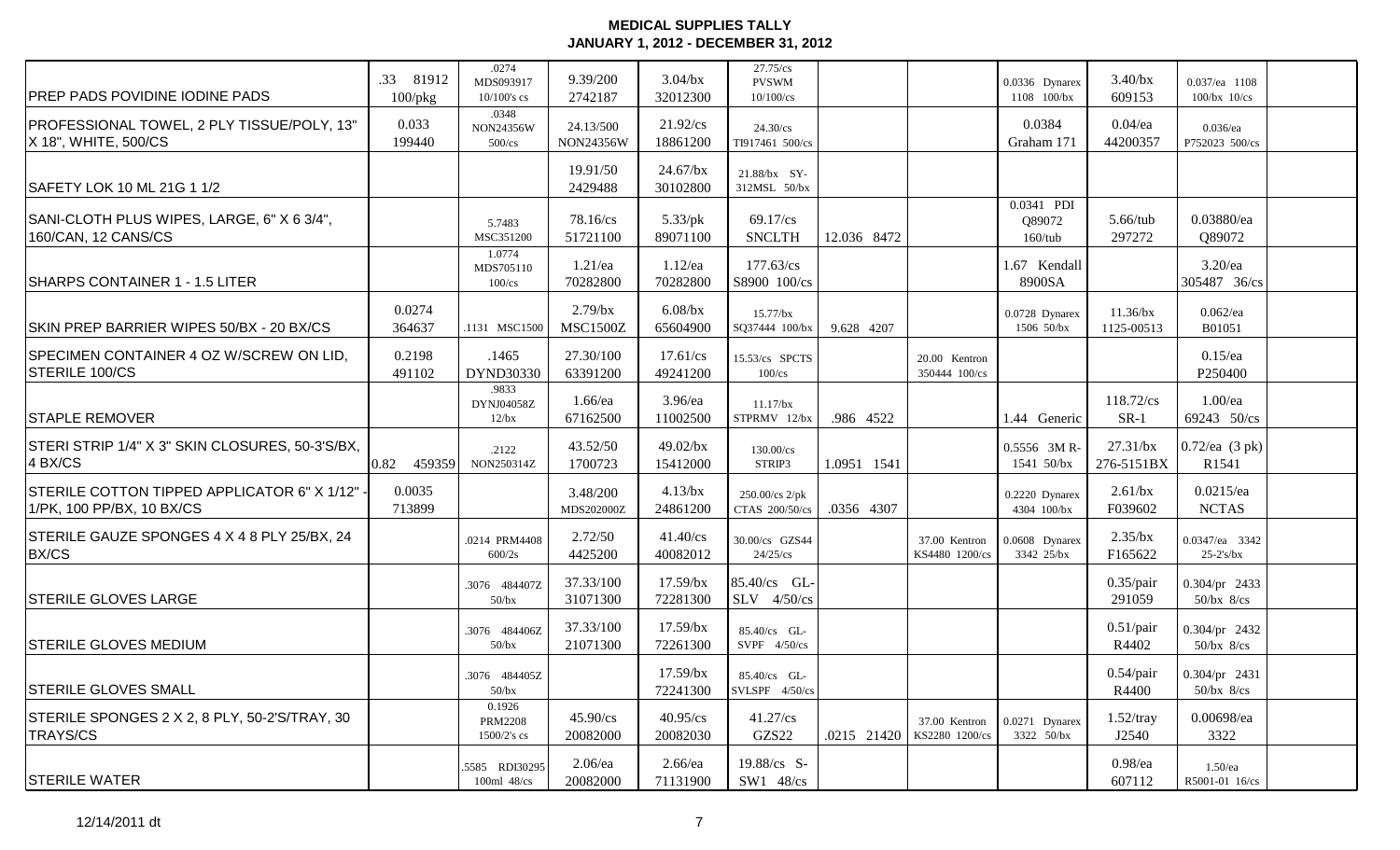# MEDICAL SUPPLIES TALLY
## JANUARY 1, 2012 - DECEMBER 31, 2012

| | | | | | | | | | | | |
|---|---|---|---|---|---|---|---|---|---|---|---|
| PREP PADS POVIDINE IODINE PADS | .33 81912 100/pkg | .0274 MDS093917 10/100's cs | 9.39/200 2742187 | 3.04/bx 32012300 | 27.75/cs PVSWM 10/100/cs | | | 0.0336 Dynarex 1108 100/bx | 3.40/bx 609153 | 0.037/ea 1108 100/bx 10/cs | |
| PROFESSIONAL TOWEL, 2 PLY TISSUE/POLY, 13" X 18", WHITE, 500/CS | 0.033 199440 | .0348 NON24356W 500/cs | 24.13/500 NON24356W | 21.92/cs 18861200 | 24.30/cs TI917461 500/cs | | | 0.0384 Graham 171 | 0.04/ea 44200357 | 0.036/ea P752023 500/cs | |
| SAFETY LOK 10 ML 21G 1 1/2 | | | 19.91/50 2429488 | 24.67/bx 30102800 | 21.88/bx SY-312MSL 50/bx | | | | | | |
| SANI-CLOTH PLUS WIPES, LARGE, 6" X 6 3/4", 160/CAN, 12 CANS/CS | | 5.7483 MSC351200 | 78.16/cs 51721100 | 5.33/pk 89071100 | 69.17/cs SNCLTH | 12.036 8472 | | 0.0341 PDI Q89072 160/tub | 5.66/tub 297272 | 0.03880/ea Q89072 | |
| SHARPS CONTAINER 1 - 1.5 LITER | | 1.0774 MDS705110 100/cs | 1.21/ea 70282800 | 1.12/ea 70282800 | 177.63/cs S8900 100/cs | | | 1.67 Kendall 8900SA | | 3.20/ea 305487 36/cs | |
| SKIN PREP BARRIER WIPES 50/BX - 20 BX/CS | 0.0274 364637 | .1131 MSC1500 | 2.79/bx MSC1500Z | 6.08/bx 65604900 | 15.77/bx SQ37444 100/bx | 9.628 4207 | | 0.0728 Dynarex 1506 50/bx | 11.36/bx 1125-00513 | 0.062/ea B01051 | |
| SPECIMEN CONTAINER 4 OZ W/SCREW ON LID, STERILE 100/CS | 0.2198 491102 | .1465 DYND30330 | 27.30/100 63391200 | 17.61/cs 49241200 | 15.53/cs SPCTS 100/cs | | 20.00 Kentron 350444 100/cs | | | 0.15/ea P250400 | |
| STAPLE REMOVER | | .9833 DYNJ04058Z 12/bx | 1.66/ea 67162500 | 3.96/ea 11002500 | 11.17/bx STPRMV 12/bx | .986 4522 | | 1.44 Generic | 118.72/cs SR-1 | 1.00/ea 69243 50/cs | |
| STERI STRIP 1/4" X 3" SKIN CLOSURES, 50-3'S/BX, 4 BX/CS | 0.82 459359 | .2122 NON250314Z | 43.52/50 1700723 | 49.02/bx 15412000 | 130.00/cs STRIP3 | 1.0951 1541 | | 0.5556 3M R-1541 50/bx | 27.31/bx 276-5151BX | 0.72/ea (3 pk) R1541 | |
| STERILE COTTON TIPPED APPLICATOR 6" X 1/12" - 1/PK, 100 PP/BX, 10 BX/CS | 0.0035 713899 | | 3.48/200 MDS202000Z | 4.13/bx 24861200 | 250.00/cs 2/pk CTAS 200/50/cs | .0356 4307 | | 0.2220 Dynarex 4304 100/bx | 2.61/bx F039602 | 0.0215/ea NCTAS | |
| STERILE GAUZE SPONGES 4 X 4 8 PLY 25/BX, 24 BX/CS | | .0214 PRM4408 600/2s | 2.72/50 4425200 | 41.40/cs 40082012 | 30.00/cs GZS44 24/25/cs | | 37.00 Kentron KS4480 1200/cs | 0.0608 Dynarex 3342 25/bx | 2.35/bx F165622 | 0.0347/ea 3342 25-2's/bx | |
| STERILE GLOVES LARGE | | .3076 484407Z 50/bx | 37.33/100 31071300 | 17.59/bx 72281300 | 85.40/cs GL-SLV 4/50/cs | | | | 0.35/pair 291059 | 0.304/pr 2433 50/bx 8/cs | |
| STERILE GLOVES MEDIUM | | .3076 484406Z 50/bx | 37.33/100 21071300 | 17.59/bx 72261300 | 85.40/cs GL-SVPF 4/50/cs | | | | 0.51/pair R4402 | 0.304/pr 2432 50/bx 8/cs | |
| STERILE GLOVES SMALL | | .3076 484405Z 50/bx | | 17.59/bx 72241300 | 85.40/cs GL-SVLSPF 4/50/cs | | | | 0.54/pair R4400 | 0.304/pr 2431 50/bx 8/cs | |
| STERILE SPONGES 2 X 2, 8 PLY, 50-2'S/TRAY, 30 TRAYS/CS | | 0.1926 PRM2208 1500/2's cs | 45.90/cs 20082000 | 40.95/cs 20082030 | 41.27/cs GZS22 | .0215 21420 | 37.00 Kentron KS2280 1200/cs | 0.0271 Dynarex 3322 50/bx | 1.52/tray J2540 | 0.00698/ea 3322 | |
| STERILE WATER | | .5585 RDI30295 100ml 48/cs | 2.06/ea 20082000 | 2.66/ea 71131900 | 19.88/cs S-SW1 48/cs | | | | 0.98/ea 607112 | 1.50/ea R5001-01 16/cs | |

12/14/2011 dt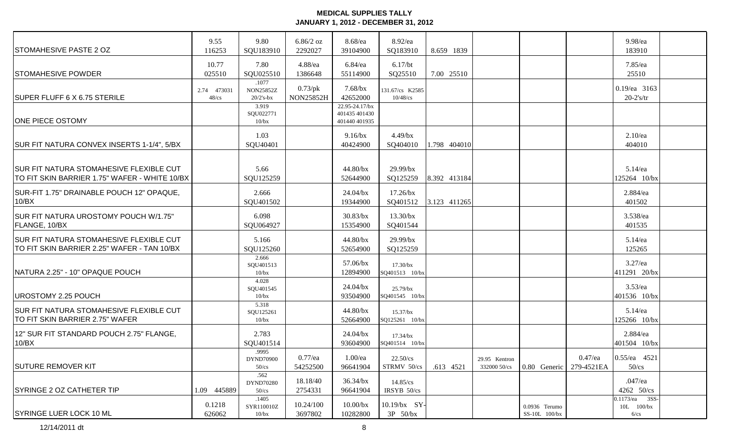**MEDICAL SUPPLIES TALLY**
**JANUARY 1, 2012 - DECEMBER 31, 2012**

| | | | | | | | | | | | |
|---|---|---|---|---|---|---|---|---|---|---|---|
| STOMAHESIVE PASTE 2 OZ | 9.55 116253 | 9.80 SQU183910 | 6.86/2 oz 2292027 | 8.68/ea 39104900 | 8.92/ea SQ183910 | 8.659 1839 | | | | 9.98/ea 183910 | |
| STOMAHESIVE POWDER | 10.77 025510 | 7.80 SQU025510 | 4.88/ea 1386648 | 6.84/ea 55114900 | 6.17/bt SQ25510 | 7.00 25510 | | | | 7.85/ea 25510 | |
| SUPER FLUFF 6 X 6.75 STERILE | 2.74 473031 48/cs | .1077 NON25852Z 20/2's-bx | 0.73/pk NON25852H | 7.68/bx 42652000 | 131.67/cs K2585 10/48/cs | | | | | 0.19/ea 3163 20-2's/tr | |
| ONE PIECE OSTOMY | | 3.919 SQU022771 10/bx | | 22.95-24.17/bx 401435 401430 401440 401935 | | | | | | | |
| SUR FIT NATURA CONVEX INSERTS 1-1/4", 5/BX | | 1.03 SQU40401 | | 9.16/bx 40424900 | 4.49/bx SQ404010 | 1.798 404010 | | | | 2.10/ea 404010 | |
| SUR FIT NATURA STOMAHESIVE FLEXIBLE CUT TO FIT SKIN BARRIER 1.75" WAFER - WHITE 10/BX | | 5.66 SQU125259 | | 44.80/bx 52644900 | 29.99/bx SQ125259 | 8.392 413184 | | | | 5.14/ea 125264 10/bx | |
| SUR-FIT 1.75" DRAINABLE POUCH 12" OPAQUE, 10/BX | | 2.666 SQU401502 | | 24.04/bx 19344900 | 17.26/bx SQ401512 | 3.123 411265 | | | | 2.884/ea 401502 | |
| SUR FIT NATURA UROSTOMY POUCH W/1.75" FLANGE, 10/BX | | 6.098 SQU064927 | | 30.83/bx 15354900 | 13.30/bx SQ401544 | | | | | 3.538/ea 401535 | |
| SUR FIT NATURA STOMAHESIVE FLEXIBLE CUT TO FIT SKIN BARRIER 2.25" WAFER - TAN 10/BX | | 5.166 SQU125260 | | 44.80/bx 52654900 | 29.99/bx SQ125259 | | | | | 5.14/ea 125265 | |
| NATURA 2.25" - 10" OPAQUE POUCH | | 2.666 SQU401513 10/bx | | 57.06/bx 12894900 | 17.30/bx SQ401513 10/bx | | | | | 3.27/ea 411291 20/bx | |
| UROSTOMY 2.25 POUCH | | 4.028 SQU401545 10/bx | | 24.04/bx 93504900 | 25.79/bx SQ401545 10/bx | | | | | 3.53/ea 401536 10/bx | |
| SUR FIT NATURA STOMAHESIVE FLEXIBLE CUT TO FIT SKIN BARRIER 2.75" WAFER | | 5.318 SQU125261 10/bx | | 44.80/bx 52664900 | 15.37/bx SQ125261 10/bx | | | | | 5.14/ea 125266 10/bx | |
| 12" SUR FIT STANDARD POUCH 2.75" FLANGE, 10/BX | | 2.783 SQU401514 | | 24.04/bx 93604900 | 17.34/bx SQ401514 10/bx | | | | | 2.884/ea 401504 10/bx | |
| SUTURE REMOVER KIT | | .9995 DYND70900 50/cs | 0.77/ea 54252500 | 1.00/ea 96641904 | 22.50/cs STRMV 50/cs | .613 4521 | 29.95 Kentron 332000 50/cs | 0.80 Generic | 0.47/ea 279-4521EA | 0.55/ea 4521 50/cs | |
| SYRINGE 2 OZ CATHETER TIP | 1.09 445889 | .562 DYND70280 50/cs | 18.18/40 2754331 | 36.34/bx 96641904 | 14.85/cs IRSYB 50/cs | | | | | .047/ea 4262 50/cs | |
| SYRINGE LUER LOCK 10 ML | 0.1218 626062 | .1405 SYR110010Z 10/bx | 10.24/100 3697802 | 10.00/bx 10282800 | 10.19/bx SY-3P 50/bx | | | 0.0936 Terumo SS-10L 100/bx | | 0.1173/ea 3SS-10L 100/bx 6/cs | |

12/14/2011 dt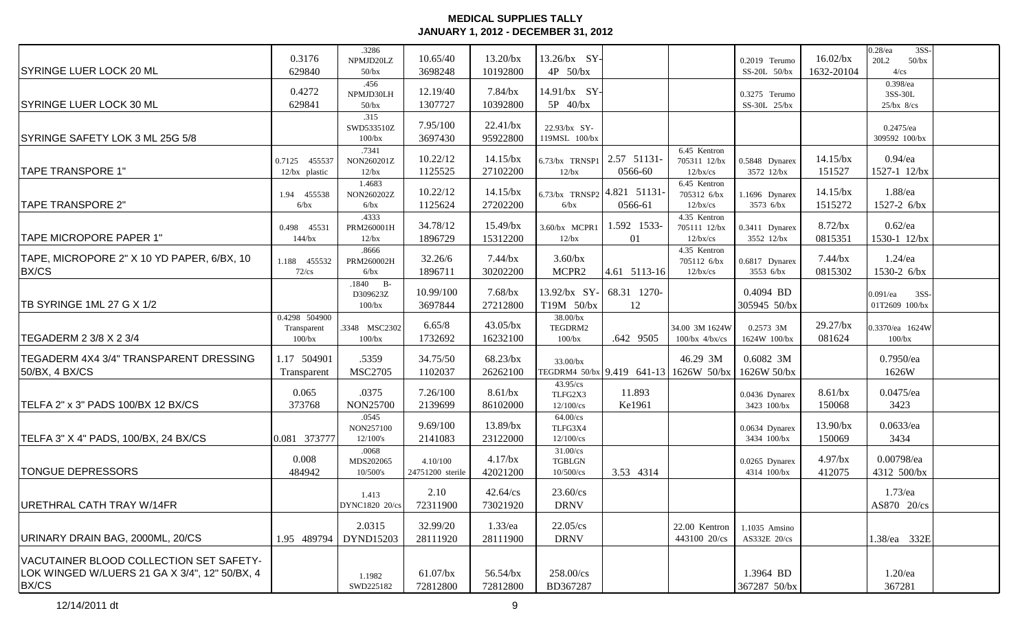# MEDICAL SUPPLIES TALLY
## JANUARY 1, 2012 - DECEMBER 31, 2012

| | | | | | | | | | | | |
|---|---|---|---|---|---|---|---|---|---|---|---|
| SYRINGE LUER LOCK 20 ML | 0.3176 629840 | .3286 NPMJD20LZ 50/bx | 10.65/40 3698248 | 13.20/bx 10192800 | 13.26/bx SY-4P 50/bx | | | 0.2019 Terumo SS-20L 50/bx | 16.02/bx 1632-20104 | 0.28/ea 3SS-20L2 50/bx 4/cs | |
| SYRINGE LUER LOCK 30 ML | 0.4272 629841 | .456 NPMJD30LH 50/bx | 12.19/40 1307727 | 7.84/bx 10392800 | 14.91/bx SY-5P 40/bx | | | 0.3275 Terumo SS-30L 25/bx | | 0.398/ea 3SS-30L 25/bx 8/cs | |
| SYRINGE SAFETY LOK 3 ML 25G 5/8 | | .315 SWD533510Z 100/bx | 7.95/100 3697430 | 22.41/bx 95922800 | 22.93/bx SY-119MSL 100/bx | | | | | 0.2475/ea 309592 100/bx | |
| TAPE TRANSPORE 1" | 0.7125 455537 12/bx plastic | .7341 NON260201Z 12/bx | 10.22/12 1125525 | 14.15/bx 27102200 | 6.73/bx TRNSP1 12/bx | 2.57 51131-0566-60 | 6.45 Kentron 705311 12/bx 12/bx/cs | 0.5848 Dynarex 3572 12/bx | 14.15/bx 151527 | 0.94/ea 1527-1 12/bx | |
| TAPE TRANSPORE 2" | 1.94 455538 6/bx | 1.4683 NON260202Z 6/bx | 10.22/12 1125624 | 14.15/bx 27202200 | 6.73/bx TRNSP2 6/bx | 4.821 51131-0566-61 | 6.45 Kentron 705312 6/bx 12/bx/cs | 1.1696 Dynarex 3573 6/bx | 14.15/bx 1515272 | 1.88/ea 1527-2 6/bx | |
| TAPE MICROPORE PAPER 1" | 0.498 45531 144/bx | .4333 PRM260001H 12/bx | 34.78/12 1896729 | 15.49/bx 15312200 | 3.60/bx MCPR1 12/bx | 1.592 1533-01 | 4.35 Kentron 705111 12/bx 12/bx/cs | 0.3411 Dynarex 3552 12/bx | 8.72/bx 0815351 | 0.62/ea 1530-1 12/bx | |
| TAPE, MICROPORE 2" X 10 YD PAPER, 6/BX, 10 BX/CS | 1.188 455532 72/cs | .8666 PRM260002H 6/bx | 32.26/6 1896711 | 7.44/bx 30202200 | 3.60/bx MCPR2 | 4.61 5113-16 | 4.35 Kentron 705112 6/bx 12/bx/cs | 0.6817 Dynarex 3553 6/bx | 7.44/bx 0815302 | 1.24/ea 1530-2 6/bx | |
| TB SYRINGE 1ML 27 G X 1/2 | | .1840 B-D309623Z 100/bx | 10.99/100 3697844 | 7.68/bx 27212800 | 13.92/bx SY-T19M 50/bx | 68.31 1270-12 | | 0.4094 BD 305945 50/bx | | 0.091/ea 3SS-01T2609 100/bx | |
| TEGADERM 2 3/8 X 2 3/4 | 0.4298 504900 Transparent 100/bx | .3348 MSC2302 100/bx | 6.65/8 1732692 | 43.05/bx 16232100 | 38.00/bx TEGDRM2 100/bx | .642 9505 | 34.00 3M 1624W 100/bx 4/bx/cs | 0.2573 3M 1624W 100/bx | 29.27/bx 081624 | 0.3370/ea 1624W 100/bx | |
| TEGADERM 4X4 3/4" TRANSPARENT DRESSING 50/BX, 4 BX/CS | 1.17 504901 Transparent | .5359 MSC2705 | 34.75/50 1102037 | 68.23/bx 26262100 | 33.00/bx TEGDRM4 50/bx | 9.419 641-13 | 46.29 3M 1626W 50/bx | 0.6082 3M 1626W 50/bx | | 0.7950/ea 1626W | |
| TELFA 2" x 3" PADS 100/BX 12 BX/CS | 0.065 373768 | .0375 NON25700 | 7.26/100 2139699 | 8.61/bx 86102000 | 43.95/cs TLFG2X3 12/100/cs | 11.893 Ke1961 | | 0.0436 Dynarex 3423 100/bx | 8.61/bx 150068 | 0.0475/ea 3423 | |
| TELFA 3" X 4" PADS, 100/BX, 24 BX/CS | 0.081 373777 | .0545 NON257100 12/100's | 9.69/100 2141083 | 13.89/bx 23122000 | 64.00/cs TLFG3X4 12/100/cs | | | 0.0634 Dynarex 3434 100/bx | 13.90/bx 150069 | 0.0633/ea 3434 | |
| TONGUE DEPRESSORS | 0.008 484942 | .0068 MDS202065 10/500's | 4.10/100 24751200 sterile | 4.17/bx 42021200 | 31.00/cs TGBLGN 10/500/cs | 3.53 4314 | | 0.0265 Dynarex 4314 100/bx | 4.97/bx 412075 | 0.00798/ea 4312 500/bx | |
| URETHRAL CATH TRAY W/14FR | | 1.413 DYNC1820 20/cs | 2.10 72311900 | 42.64/cs 73021920 | 23.60/cs DRNV | | | | | 1.73/ea AS870 20/cs | |
| URINARY DRAIN BAG, 2000ML, 20/CS | 1.95 489794 | 2.0315 DYND15203 | 32.99/20 28111920 | 1.33/ea 28111900 | 22.05/cs DRNV | | 22.00 Kentron 443100 20/cs | 1.1035 Amsino AS332E 20/cs | | 1.38/ea 332E | |
| VACUTAINER BLOOD COLLECTION SET SAFETY-LOK WINGED W/LUERS 21 GA X 3/4", 12" 50/BX, 4 BX/CS | | 1.1982 SWD225182 | 61.07/bx 72812800 | 56.54/bx 72812800 | 258.00/cs BD367287 | | | 1.3964 BD 367287 50/bx | | 1.20/ea 367281 | |

12/14/2011 dt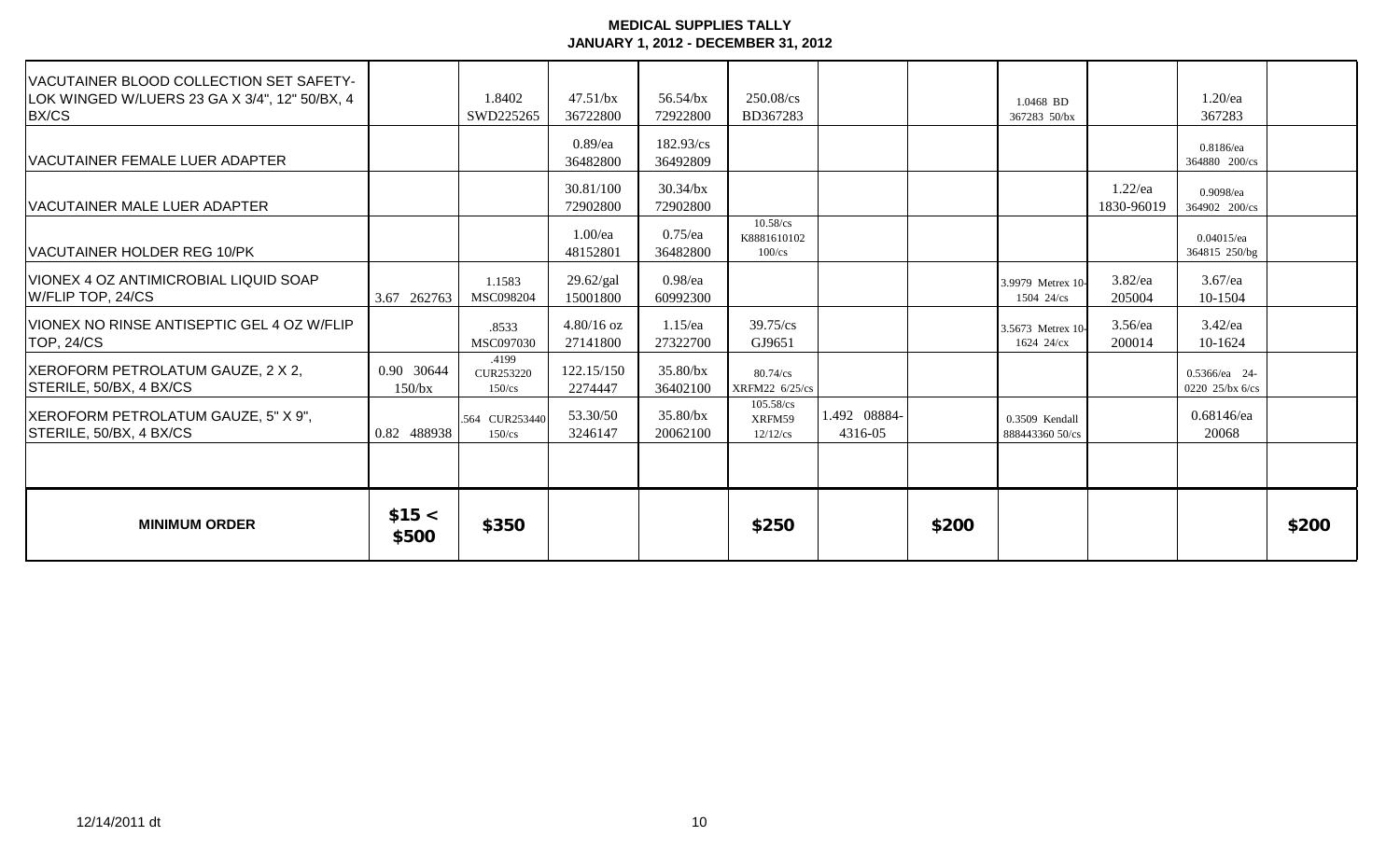**MEDICAL SUPPLIES TALLY**
**JANUARY 1, 2012 - DECEMBER 31, 2012**

| | | | | | | | | | | | |
|---|---|---|---|---|---|---|---|---|---|---|---|
| VACUTAINER BLOOD COLLECTION SET SAFETY-LOK WINGED W/LUERS 23 GA X 3/4", 12" 50/BX, 4 BX/CS | | 1.8402 SWD225265 | 47.51/bx 36722800 | 56.54/bx 72922800 | 250.08/cs BD367283 | | | 1.0468 BD 367283 50/bx | | 1.20/ea 367283 | |
| VACUTAINER FEMALE LUER ADAPTER | | | 0.89/ea 36482800 | 182.93/cs 36492809 | | | | | | 0.8186/ea 364880 200/cs | |
| VACUTAINER MALE LUER ADAPTER | | | 30.81/100 72902800 | 30.34/bx 72902800 | | | | | 1.22/ea 1830-96019 | 0.9098/ea 364902 200/cs | |
| VACUTAINER HOLDER REG 10/PK | | | 1.00/ea 48152801 | 0.75/ea 36482800 | 10.58/cs K8881610102 100/cs | | | | | 0.04015/ea 364815 250/bg | |
| VIONEX 4 OZ ANTIMICROBIAL LIQUID SOAP W/FLIP TOP, 24/CS | 3.67 262763 | 1.1583 MSC098204 | 29.62/gal 15001800 | 0.98/ea 60992300 | | | | 3.9979 Metrex 10-1504 24/cs | 3.82/ea 205004 | 3.67/ea 10-1504 | |
| VIONEX NO RINSE ANTISEPTIC GEL 4 OZ W/FLIP TOP, 24/CS | | .8533 MSC097030 | 4.80/16 oz 27141800 | 1.15/ea 27322700 | 39.75/cs GJ9651 | | | 3.5673 Metrex 10-1624 24/cx | 3.56/ea 200014 | 3.42/ea 10-1624 | |
| XEROFORM PETROLATUM GAUZE, 2 X 2, STERILE, 50/BX, 4 BX/CS | 0.90 30644 150/bx | .4199 CUR253220 150/cs | 122.15/150 2274447 | 35.80/bx 36402100 | 80.74/cs XRFM22 6/25/cs | | | | | 0.5366/ea 24-0220 25/bx 6/cs | |
| XEROFORM PETROLATUM GAUZE, 5" X 9", STERILE, 50/BX, 4 BX/CS | 0.82 488938 | .564 CUR253440 150/cs | 53.30/50 3246147 | 35.80/bx 20062100 | 105.58/cs XRFM59 12/12/cs | 1.492 08884-4316-05 | | 0.3509 Kendall 888443360 50/cs | | 0.68146/ea 20068 | |
| | | | | | | | | | | | |
| **MINIMUM ORDER** | **$15 < $500** | **$350** | | | **$250** | | **$200** | | | | **$200** |